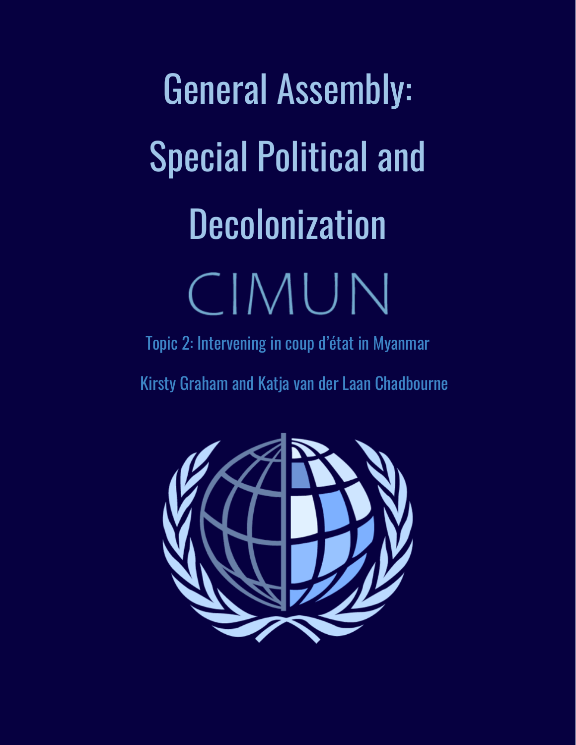# General Assembly: Special Political and Decolonization

## CIMUN

Topic 2: Intervening in coup d'état in Myanmar

Kirsty Graham and Katja van der Laan Chadbourne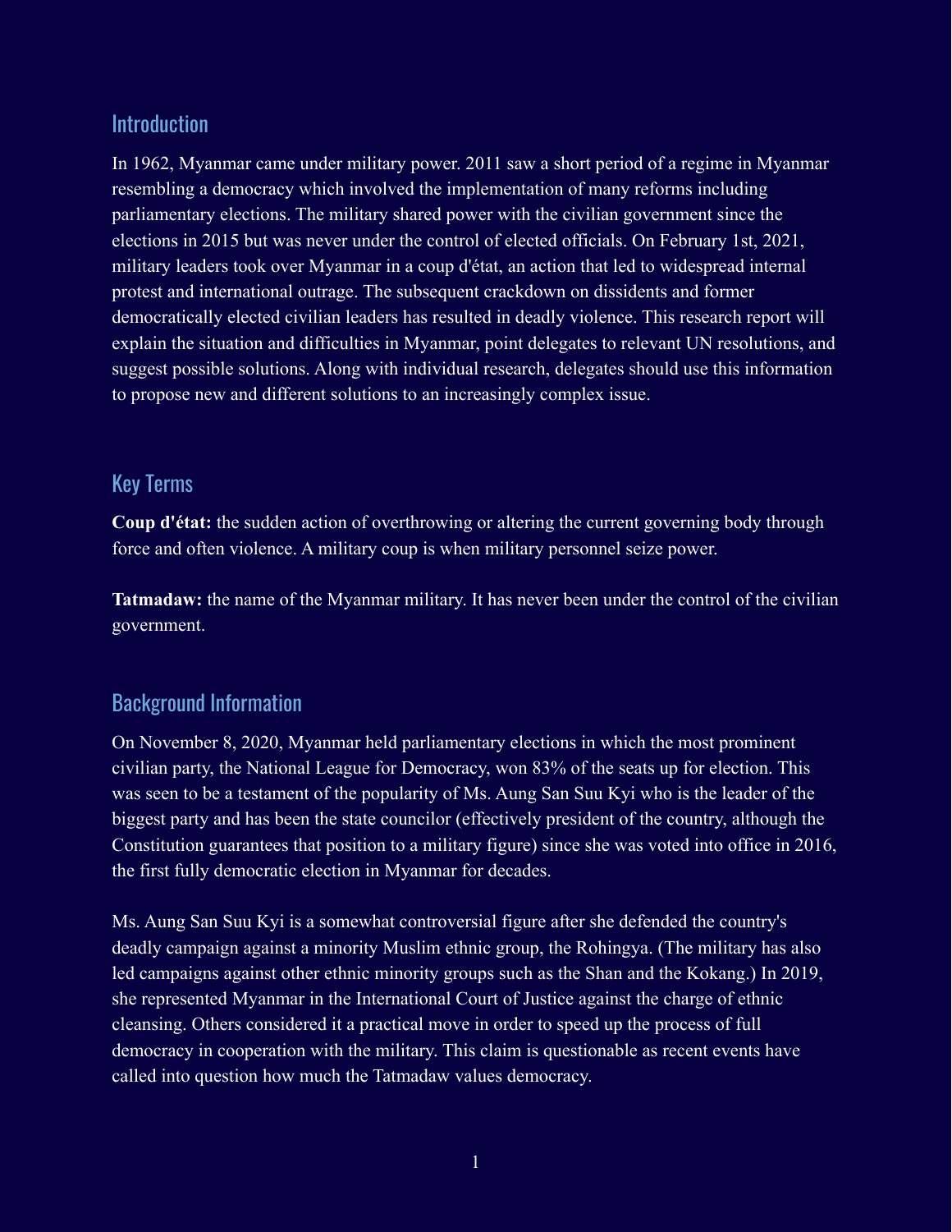## Introduction

In 1962, Myanmar came under military power. 2011 saw a short period of a regime in Myanmar resembling a democracy which involved the implementation of many reforms including parliamentary elections. The military shared power with the civilian government since the elections in 2015 but was never under the control of elected officials. On February 1st, 2021, military leaders took over Myanmar in a coup d'état, an action that led to widespread internal protest and international outrage. The subsequent crackdown on dissidents and former democratically elected civilian leaders has resulted in deadly violence. This research report will explain the situation and difficulties in Myanmar, point delegates to relevant UN resolutions, and suggest possible solutions. Along with individual research, delegates should use this information to propose new and different solutions to an increasingly complex issue.

## Key Terms

**Coup d'état:** the sudden action of overthrowing or altering the current governing body through force and often violence. A military coup is when military personnel seize power.

**Tatmadaw:** the name of the Myanmar military. It has never been under the control of the civilian government.

## Background Information

On November 8, 2020, Myanmar held parliamentary elections in which the most prominent civilian party, the National League for Democracy, won 83% of the seats up for election. This was seen to be a testament of the popularity of Ms. Aung San Suu Kyi who is the leader of the biggest party and has been the state councilor (effectively president of the country, although the Constitution guarantees that position to a military figure) since she was voted into office in 2016, the first fully democratic election in Myanmar for decades.

Ms. Aung San Suu Kyi is a somewhat controversial figure after she defended the country's deadly campaign against a minority Muslim ethnic group, the Rohingya. (The military has also led campaigns against other ethnic minority groups such as the Shan and the Kokang.) In 2019, she represented Myanmar in the International Court of Justice against the charge of ethnic cleansing. Others considered it a practical move in order to speed up the process of full democracy in cooperation with the military. This claim is questionable as recent events have called into question how much the Tatmadaw values democracy.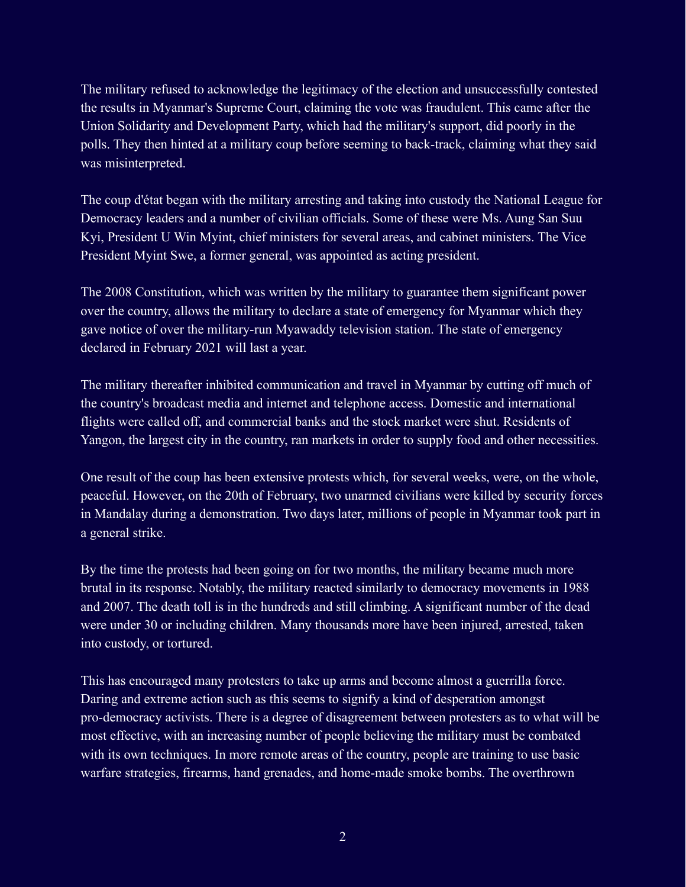The military refused to acknowledge the legitimacy of the election and unsuccessfully contested the results in Myanmar's Supreme Court, claiming the vote was fraudulent. This came after the Union Solidarity and Development Party, which had the military's support, did poorly in the polls. They then hinted at a military coup before seeming to back-track, claiming what they said was misinterpreted.

The coup d'état began with the military arresting and taking into custody the National League for Democracy leaders and a number of civilian officials. Some of these were Ms. Aung San Suu Kyi, President U Win Myint, chief ministers for several areas, and cabinet ministers. The Vice President Myint Swe, a former general, was appointed as acting president.

The 2008 Constitution, which was written by the military to guarantee them significant power over the country, allows the military to declare a state of emergency for Myanmar which they gave notice of over the military-run Myawaddy television station. The state of emergency declared in February 2021 will last a year.

The military thereafter inhibited communication and travel in Myanmar by cutting off much of the country's broadcast media and internet and telephone access. Domestic and international flights were called off, and commercial banks and the stock market were shut. Residents of Yangon, the largest city in the country, ran markets in order to supply food and other necessities.

One result of the coup has been extensive protests which, for several weeks, were, on the whole, peaceful. However, on the 20th of February, two unarmed civilians were killed by security forces in Mandalay during a demonstration. Two days later, millions of people in Myanmar took part in a general strike.

By the time the protests had been going on for two months, the military became much more brutal in its response. Notably, the military reacted similarly to democracy movements in 1988 and 2007. The death toll is in the hundreds and still climbing. A significant number of the dead were under 30 or including children. Many thousands more have been injured, arrested, taken into custody, or tortured.

This has encouraged many protesters to take up arms and become almost a guerrilla force. Daring and extreme action such as this seems to signify a kind of desperation amongst pro-democracy activists. There is a degree of disagreement between protesters as to what will be most effective, with an increasing number of people believing the military must be combated with its own techniques. In more remote areas of the country, people are training to use basic warfare strategies, firearms, hand grenades, and home-made smoke bombs. The overthrown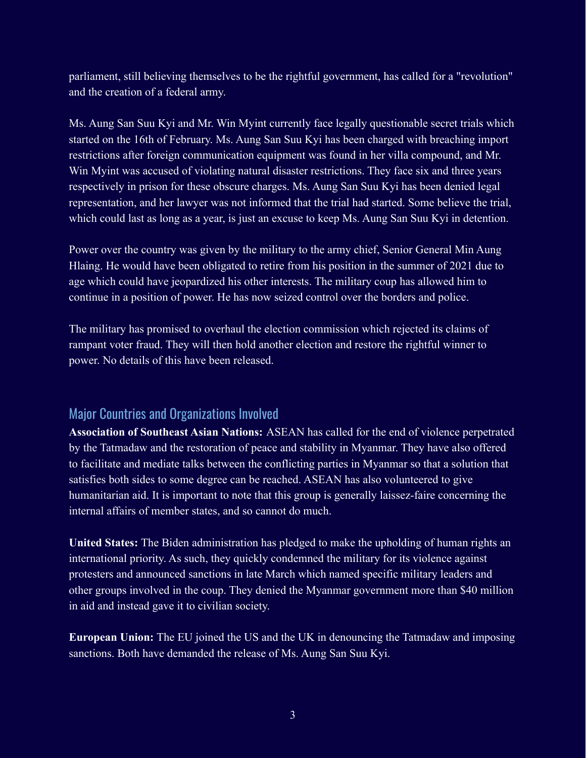parliament, still believing themselves to be the rightful government, has called for a "revolution" and the creation of a federal army.

Ms. Aung San Suu Kyi and Mr. Win Myint currently face legally questionable secret trials which started on the 16th of February. Ms. Aung San Suu Kyi has been charged with breaching import restrictions after foreign communication equipment was found in her villa compound, and Mr. Win Myint was accused of violating natural disaster restrictions. They face six and three years respectively in prison for these obscure charges. Ms. Aung San Suu Kyi has been denied legal representation, and her lawyer was not informed that the trial had started. Some believe the trial, which could last as long as a year, is just an excuse to keep Ms. Aung San Suu Kyi in detention.

Power over the country was given by the military to the army chief, Senior General Min Aung Hlaing. He would have been obligated to retire from his position in the summer of 2021 due to age which could have jeopardized his other interests. The military coup has allowed him to continue in a position of power. He has now seized control over the borders and police.

The military has promised to overhaul the election commission which rejected its claims of rampant voter fraud. They will then hold another election and restore the rightful winner to power. No details of this have been released.

## Major Countries and Organizations Involved

**Association of Southeast Asian Nations:** ASEAN has called for the end of violence perpetrated by the Tatmadaw and the restoration of peace and stability in Myanmar. They have also offered to facilitate and mediate talks between the conflicting parties in Myanmar so that a solution that satisfies both sides to some degree can be reached. ASEAN has also volunteered to give humanitarian aid. It is important to note that this group is generally laissez-faire concerning the internal affairs of member states, and so cannot do much.

**United States:** The Biden administration has pledged to make the upholding of human rights an international priority. As such, they quickly condemned the military for its violence against protesters and announced sanctions in late March which named specific military leaders and other groups involved in the coup. They denied the Myanmar government more than $40 million in aid and instead gave it to civilian society.

**European Union:** The EU joined the US and the UK in denouncing the Tatmadaw and imposing sanctions. Both have demanded the release of Ms. Aung San Suu Kyi.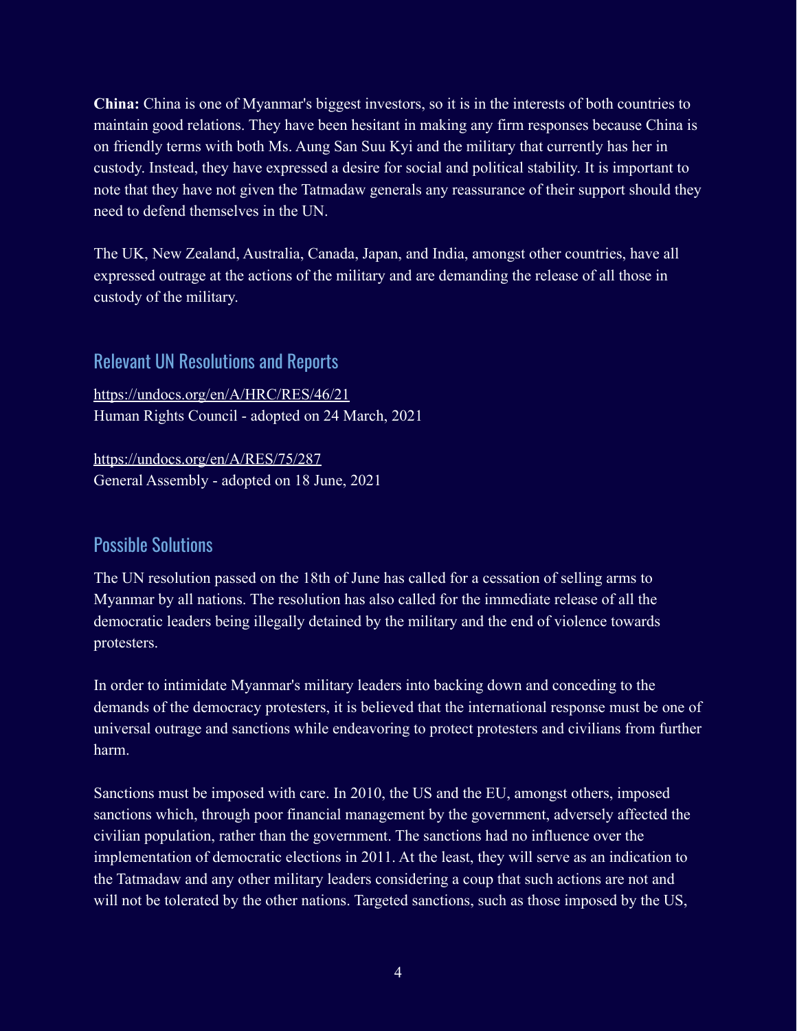**China:** China is one of Myanmar's biggest investors, so it is in the interests of both countries to maintain good relations. They have been hesitant in making any firm responses because China is on friendly terms with both Ms. Aung San Suu Kyi and the military that currently has her in custody. Instead, they have expressed a desire for social and political stability. It is important to note that they have not given the Tatmadaw generals any reassurance of their support should they need to defend themselves in the UN.

The UK, New Zealand, Australia, Canada, Japan, and India, amongst other countries, have all expressed outrage at the actions of the military and are demanding the release of all those in custody of the military.

## Relevant UN Resolutions and Reports

https://undocs.org/en/A/HRC/RES/46/21
Human Rights Council - adopted on 24 March, 2021

https://undocs.org/en/A/RES/75/287
General Assembly - adopted on 18 June, 2021

## Possible Solutions

The UN resolution passed on the 18th of June has called for a cessation of selling arms to Myanmar by all nations. The resolution has also called for the immediate release of all the democratic leaders being illegally detained by the military and the end of violence towards protesters.

In order to intimidate Myanmar's military leaders into backing down and conceding to the demands of the democracy protesters, it is believed that the international response must be one of universal outrage and sanctions while endeavoring to protect protesters and civilians from further harm.

Sanctions must be imposed with care. In 2010, the US and the EU, amongst others, imposed sanctions which, through poor financial management by the government, adversely affected the civilian population, rather than the government. The sanctions had no influence over the implementation of democratic elections in 2011. At the least, they will serve as an indication to the Tatmadaw and any other military leaders considering a coup that such actions are not and will not be tolerated by the other nations. Targeted sanctions, such as those imposed by the US,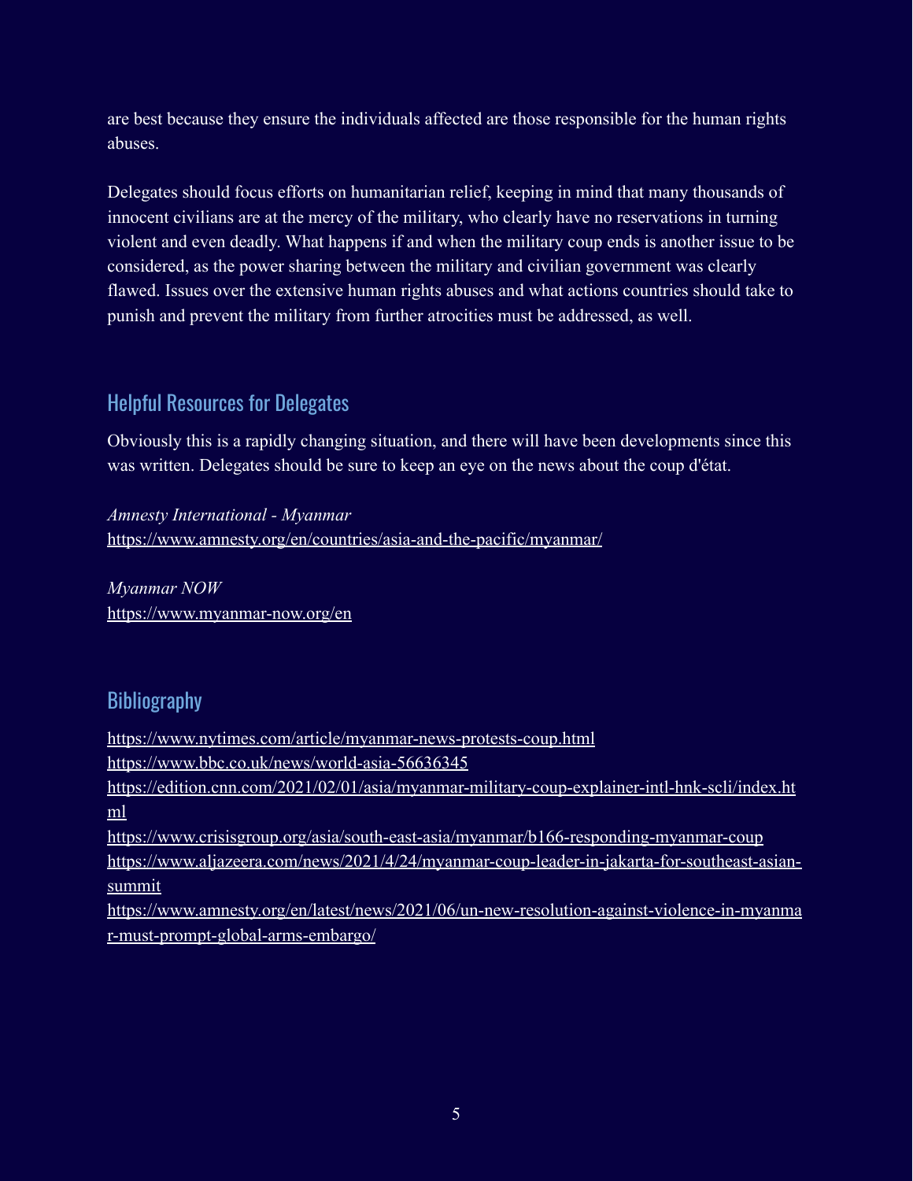are best because they ensure the individuals affected are those responsible for the human rights abuses.

Delegates should focus efforts on humanitarian relief, keeping in mind that many thousands of innocent civilians are at the mercy of the military, who clearly have no reservations in turning violent and even deadly. What happens if and when the military coup ends is another issue to be considered, as the power sharing between the military and civilian government was clearly flawed. Issues over the extensive human rights abuses and what actions countries should take to punish and prevent the military from further atrocities must be addressed, as well.

## Helpful Resources for Delegates

Obviously this is a rapidly changing situation, and there will have been developments since this was written. Delegates should be sure to keep an eye on the news about the coup d'état.

*Amnesty International - Myanmar*
https://www.amnesty.org/en/countries/asia-and-the-pacific/myanmar/

*Myanmar NOW*
https://www.myanmar-now.org/en

## Bibliography

https://www.nytimes.com/article/myanmar-news-protests-coup.html
https://www.bbc.co.uk/news/world-asia-56636345
https://edition.cnn.com/2021/02/01/asia/myanmar-military-coup-explainer-intl-hnk-scli/index.html
https://www.crisisgroup.org/asia/south-east-asia/myanmar/b166-responding-myanmar-coup
https://www.aljazeera.com/news/2021/4/24/myanmar-coup-leader-in-jakarta-for-southeast-asian-summit
https://www.amnesty.org/en/latest/news/2021/06/un-new-resolution-against-violence-in-myanmar-must-prompt-global-arms-embargo/